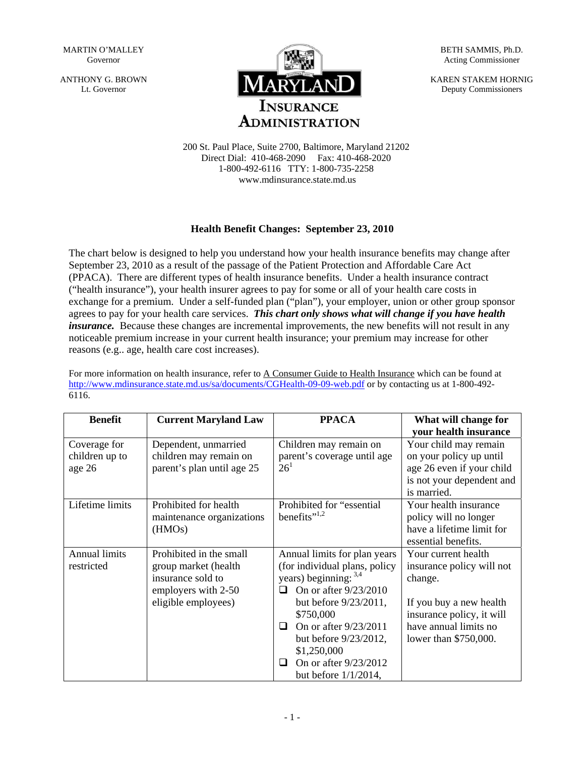MARTIN O'MALLEY
Governor

ANTHONY G. BROWN
Lt. Governor

# MARYLAND INSURANCE ADMINISTRATION

BETH SAMMIS, Ph.D.
Acting Commissioner

KAREN STAKEM HORNIG
Deputy Commissioners

200 St. Paul Place, Suite 2700, Baltimore, Maryland 21202
Direct Dial: 410-468-2090 Fax: 410-468-2020
1-800-492-6116 TTY: 1-800-735-2258
www.mdinsurance.state.md.us

## Health Benefit Changes: September 23, 2010

The chart below is designed to help you understand how your health insurance benefits may change after September 23, 2010 as a result of the passage of the Patient Protection and Affordable Care Act (PPACA). There are different types of health insurance benefits. Under a health insurance contract ("health insurance"), your health insurer agrees to pay for some or all of your health care costs in exchange for a premium. Under a self-funded plan ("plan"), your employer, union or other group sponsor agrees to pay for your health care services. ***This chart only shows what will change if you have health insurance.*** Because these changes are incremental improvements, the new benefits will not result in any noticeable premium increase in your current health insurance; your premium may increase for other reasons (e.g.. age, health care cost increases).

For more information on health insurance, refer to A Consumer Guide to Health Insurance which can be found at http://www.mdinsurance.state.md.us/sa/documents/CGHealth-09-09-web.pdf or by contacting us at 1-800-492-6116.

| Benefit | Current Maryland Law | PPACA | What will change for your health insurance |
|---|---|---|---|
| Coverage for children up to age 26 | Dependent, unmarried children may remain on parent's plan until age 25 | Children may remain on parent's coverage until age 26[1] | Your child may remain on your policy up until age 26 even if your child is not your dependent and is married. |
| Lifetime limits | Prohibited for health maintenance organizations (HMOs) | Prohibited for "essential benefits"[1,2] | Your health insurance policy will no longer have a lifetime limit for essential benefits. |
| Annual limits restricted | Prohibited in the small group market (health insurance sold to employers with 2-50 eligible employees) | Annual limits for plan years (for individual plans, policy years) beginning:[3,4]<br>❑ On or after 9/23/2010 but before 9/23/2011, $750,000<br>❑ On or after 9/23/2011 but before 9/23/2012, $1,250,000<br>❑ On or after 9/23/2012 but before 1/1/2014, | Your current health insurance policy will not change.<br><br>If you buy a new health insurance policy, it will have annual limits no lower than $750,000. |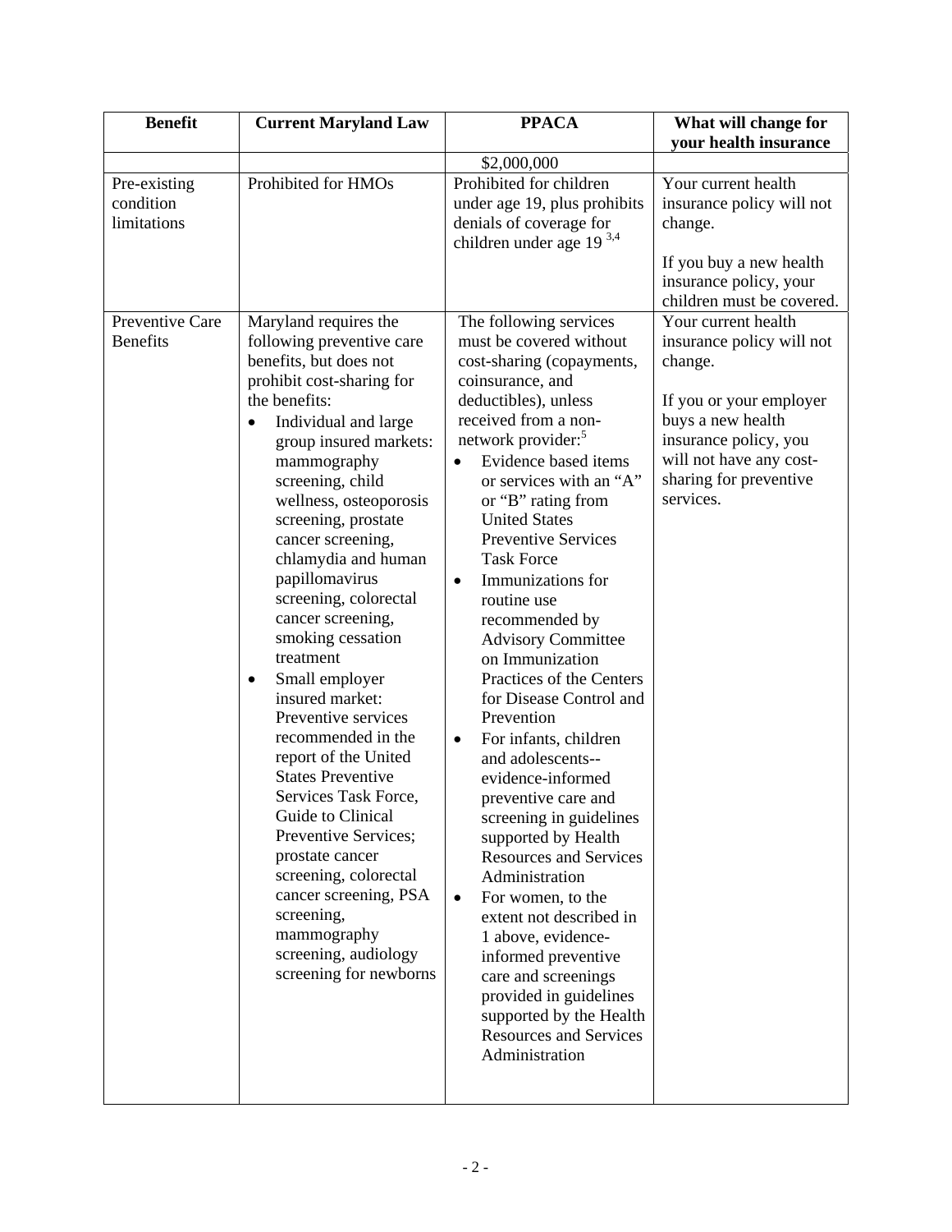| Benefit | Current Maryland Law | PPACA | What will change for your health insurance |
|---|---|---|---|
| | | $2,000,000 | |
| Pre-existing condition limitations | Prohibited for HMOs | Prohibited for children under age 19, plus prohibits denials of coverage for children under age 19 [3,4] | Your current health insurance policy will not change.<br><br>If you buy a new health insurance policy, your children must be covered. |
| Preventive Care Benefits | Maryland requires the following preventive care benefits, but does not prohibit cost-sharing for the benefits:<br>• Individual and large group insured markets: mammography screening, child wellness, osteoporosis screening, prostate cancer screening, chlamydia and human papillomavirus screening, colorectal cancer screening, smoking cessation treatment<br>• Small employer insured market: Preventive services recommended in the report of the United States Preventive Services Task Force, Guide to Clinical Preventive Services; prostate cancer screening, colorectal cancer screening, PSA screening, mammography screening, audiology screening for newborns | The following services must be covered without cost-sharing (copayments, coinsurance, and deductibles), unless received from a non-network provider:[5]<br>• Evidence based items or services with an "A" or "B" rating from United States Preventive Services Task Force<br>• Immunizations for routine use recommended by Advisory Committee on Immunization Practices of the Centers for Disease Control and Prevention<br>• For infants, children and adolescents--evidence-informed preventive care and screening in guidelines supported by Health Resources and Services Administration<br>• For women, to the extent not described in 1 above, evidence-informed preventive care and screenings provided in guidelines supported by the Health Resources and Services Administration | Your current health insurance policy will not change.<br><br>If you or your employer buys a new health insurance policy, you will not have any cost-sharing for preventive services. |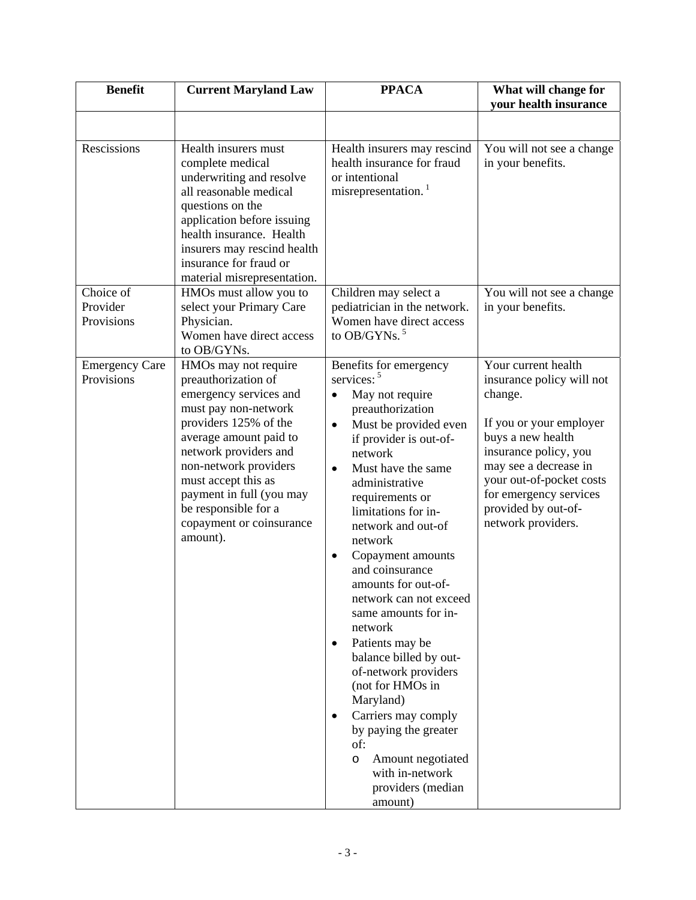| Benefit | Current Maryland Law | PPACA | What will change for your health insurance |
|---|---|---|---|
| | | | |
| Rescissions | Health insurers must complete medical underwriting and resolve all reasonable medical questions on the application before issuing health insurance. Health insurers may rescind health insurance for fraud or material misrepresentation. | Health insurers may rescind health insurance for fraud or intentional misrepresentation. [1] | You will not see a change in your benefits. |
| Choice of Provider Provisions | HMOs must allow you to select your Primary Care Physician.<br>Women have direct access to OB/GYNs. | Children may select a pediatrician in the network.<br>Women have direct access to OB/GYNs. [5] | You will not see a change in your benefits. |
| Emergency Care Provisions | HMOs may not require preauthorization of emergency services and must pay non-network providers 125% of the average amount paid to network providers and non-network providers must accept this as payment in full (you may be responsible for a copayment or coinsurance amount). | Benefits for emergency services: [5]<br>• May not require preauthorization<br>• Must be provided even if provider is out-of-network<br>• Must have the same administrative requirements or limitations for in-network and out-of network<br>• Copayment amounts and coinsurance amounts for out-of-network can not exceed same amounts for in-network<br>• Patients may be balance billed by out-of-network providers (not for HMOs in Maryland)<br>• Carriers may comply by paying the greater of:<br>  o Amount negotiated with in-network providers (median amount) | Your current health insurance policy will not change.<br><br>If you or your employer buys a new health insurance policy, you may see a decrease in your out-of-pocket costs for emergency services provided by out-of-network providers. |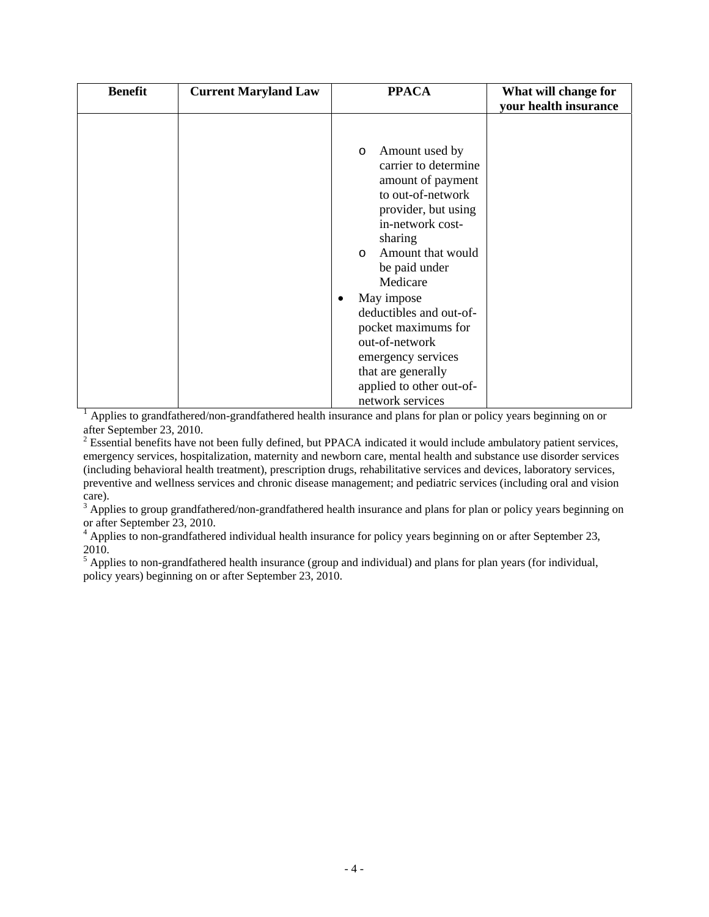| Benefit | Current Maryland Law | PPACA | What will change for your health insurance |
|---|---|---|---|
| | | ◦ Amount used by carrier to determine amount of payment to out-of-network provider, but using in-network cost-sharing<br>◦ Amount that would be paid under Medicare<br>• May impose deductibles and out-of-pocket maximums for out-of-network emergency services that are generally applied to other out-of-network services | |

[1] Applies to grandfathered/non-grandfathered health insurance and plans for plan or policy years beginning on or after September 23, 2010.

[2] Essential benefits have not been fully defined, but PPACA indicated it would include ambulatory patient services, emergency services, hospitalization, maternity and newborn care, mental health and substance use disorder services (including behavioral health treatment), prescription drugs, rehabilitative services and devices, laboratory services, preventive and wellness services and chronic disease management; and pediatric services (including oral and vision care).

[3] Applies to group grandfathered/non-grandfathered health insurance and plans for plan or policy years beginning on or after September 23, 2010.

[4] Applies to non-grandfathered individual health insurance for policy years beginning on or after September 23, 2010.

[5] Applies to non-grandfathered health insurance (group and individual) and plans for plan years (for individual, policy years) beginning on or after September 23, 2010.